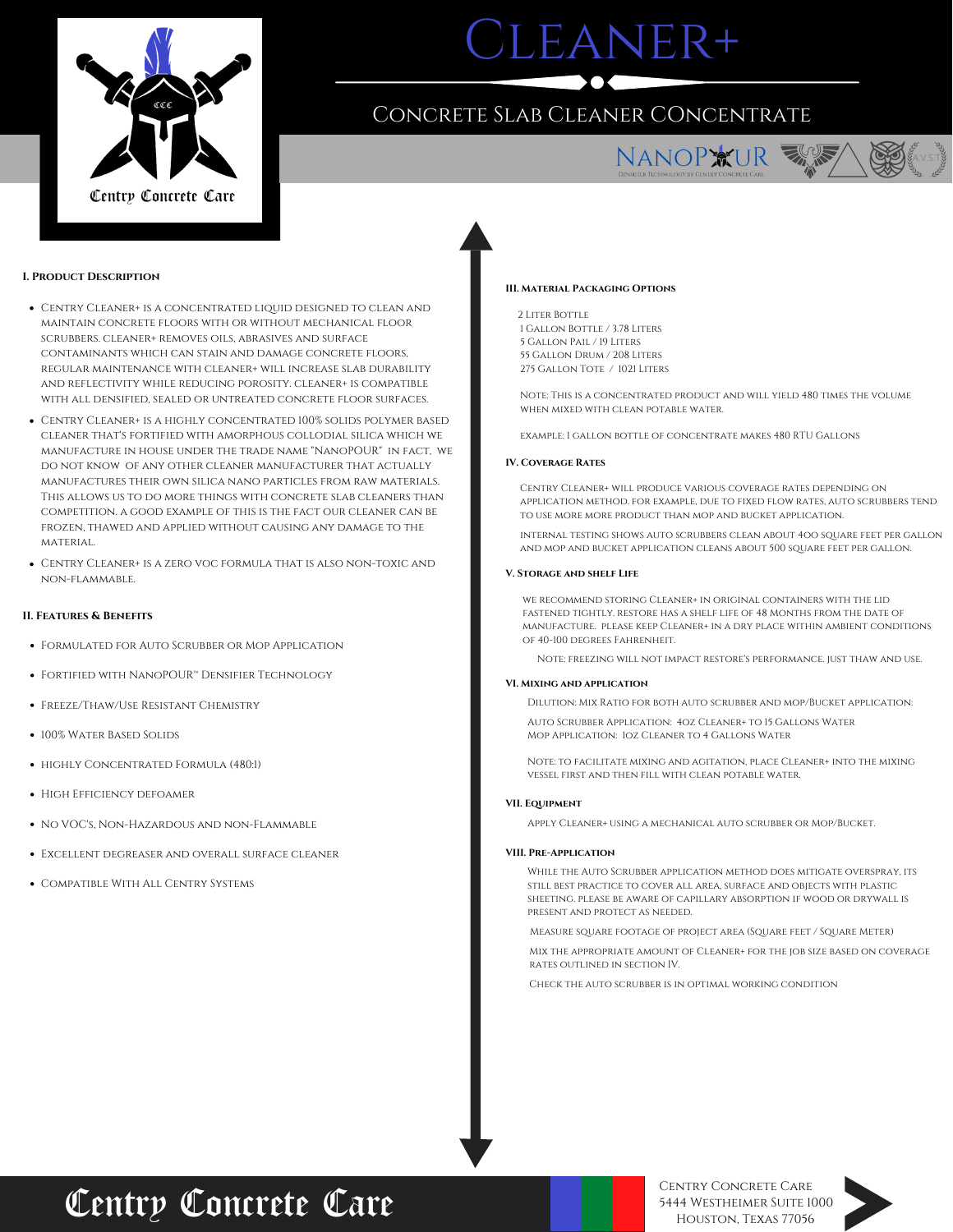Centry Concrete Care

# Cleaner+

## Concrete Slab Cleaner COncentrate

NanoPOUR — Densifier Technology by Centry Concrete Care

### I. Product Description

- Centry Cleaner+ is a concentrated liquid designed to clean and maintain concrete floors with or without mechanical floor scrubbers. Cleaner+ removes oils, abrasives and surface contaminants which can stain and damage concrete floors, regular maintenance with Cleaner+ will increase slab durability and reflectivity while reducing porosity. Cleaner+ is compatible with all densified, sealed or untreated concrete floor surfaces.
- Centry Cleaner+ is a highly concentrated 100% solids polymer based cleaner that's fortified with amorphous collodial silica which we manufacture in house under the trade name "NanoPOUR" in fact, we do not know of any other cleaner manufacturer that actually manufactures their own silica nano particles from raw materials. This allows us to do more things with concrete slab cleaners than competition. A good example of this is the fact our cleaner can be frozen, thawed and applied without causing any damage to the material.
- Centry Cleaner+ is a zero VOC formula that is also non-toxic and non-flammable.

### II. Features & Benefits

- Formulated for Auto Scrubber or Mop Application
- Fortified with NanoPOUR™ Densifier Technology
- Freeze/Thaw/Use Resistant Chemistry
- 100% Water Based Solids
- Highly Concentrated Formula (480:1)
- High Efficiency Defoamer
- No VOC's, Non-Hazardous and non-Flammable
- Excellent Degreaser and Overall Surface Cleaner
- Compatible With All Centry Systems

### III. Material Packaging Options

2 Liter Bottle
1 Gallon Bottle / 3.78 Liters
5 Gallon Pail / 19 Liters
55 Gallon Drum / 208 Liters
275 Gallon Tote / 1021 Liters

Note: This is a concentrated product and will yield 480 times the volume when mixed with clean potable water.

Example: 1 gallon bottle of concentrate makes 480 RTU gallons

### IV. Coverage Rates

Centry Cleaner+ will produce various coverage rates depending on application method. For example, due to fixed flow rates, auto scrubbers tend to use more more product than mop and bucket application.

Internal testing shows auto scrubbers clean about 4OO square feet per gallon and mop and bucket application cleans about 500 square feet per gallon.

### V. Storage and shelf Life

We recommend storing Cleaner+ in original containers with the lid fastened tightly. Restore has a shelf life of 48 months from the date of manufacture. Please keep Cleaner+ in a dry place within ambient conditions of 40-100 degrees Fahrenheit.

Note: freezing will not impact restore's performance. Just thaw and use.

### VI. Mixing and Application

Dilution: Mix ratio for both auto scrubber and mop/bucket application:

Auto Scrubber Application: 4oz Cleaner+ to 15 Gallons Water
Mop Application: 1oz Cleaner to 4 Gallons Water

Note: To facilitate mixing and agitation, place Cleaner+ into the mixing vessel first and then fill with clean potable water.

### VII. Equipment

Apply Cleaner+ using a mechanical auto scrubber or mop/bucket.

### VIII. Pre-Application

While the auto scrubber application method does mitigate overspray, its still best practice to cover all area, surface and objects with plastic sheeting. Please be aware of capillary absorption if wood or drywall is present and protect as needed.

Measure square footage of project area (square feet / square meter)

Mix the appropriate amount of Cleaner+ for the job size based on coverage rates outlined in section IV.

Check the auto scrubber is in optimal working condition

Centry Concrete Care
5444 Westheimer Suite 1000
Houston, Texas 77056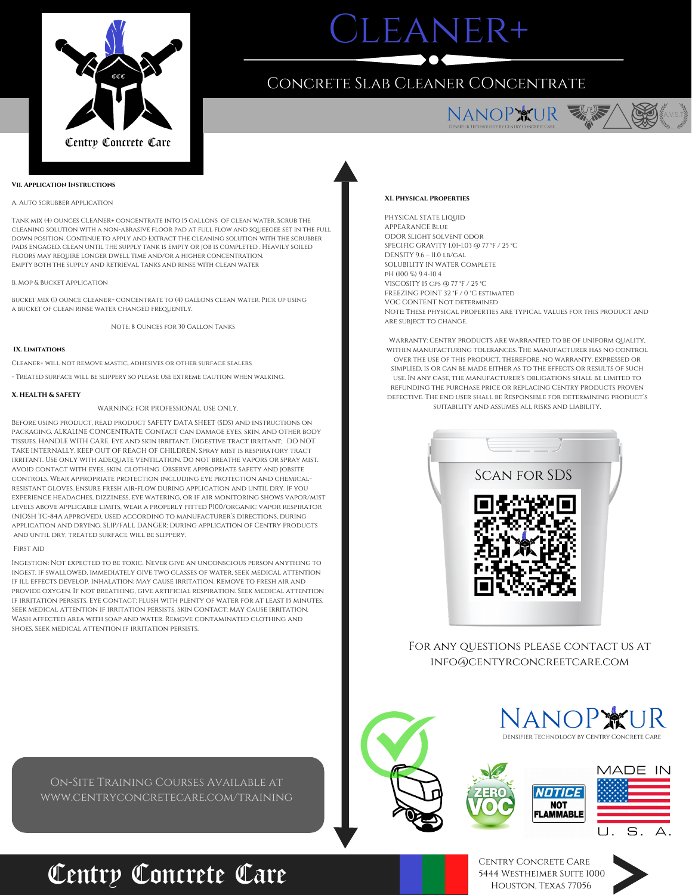# Cleaner+

## Concrete Slab Cleaner Concentrate

NanoPxUR
Densifier Technology by Centry Concrete Care

Centry Concrete Care

### VII. Application Instructions

A. Auto Scrubber Application

Tank mix (4) ounces CLEANER+ concentrate into 15 gallons of clean water. Scrub the cleaning solution with a non-abrasive floor pad at full flow and squeegee set in the full down position. Continue to apply and extract the cleaning solution with the scrubber pads engaged. Clean until the supply tank is empty or job is completed . Heavily soiled floors may require longer dwell time and/or a higher concentration.
Empty both the supply and retrieval tanks and rinse with clean water

B. Mop & Bucket Application

Bucket mix (1) ounce CLEANER+ concentrate to (4) gallons clean water. Pick up using a bucket of clean rinse water changed frequently.

Note: 8 Ounces for 30 Gallon Tanks

### IX. Limitations

CLEANER+ will not remove mastic, adhesives or other surface sealers

- Treated surface will be slippery so please use extreme caution when walking.

### X. Health & Safety

WARNING: FOR PROFESSIONAL USE ONLY.

Before using product, read product SAFETY DATA SHEET (SDS) and instructions on packaging. ALKALINE CONCENTRATE: Contact can damage eyes, skin, and other body tissues. Handle with care. Eye and skin irritant. Digestive tract irritant; DO NOT TAKE INTERNALLY. KEEP OUT OF REACH OF CHILDREN. Spray mist is respiratory tract irritant. Use only with adequate ventilation. Do not breathe vapors or spray mist. Avoid contact with eyes, skin, clothing. Observe appropriate safety and jobsite controls. Wear appropriate protection including eye protection and chemical-resistant gloves. Ensure fresh air-flow during application and until dry. If you experience headaches, dizziness, eye watering, or if air monitoring shows vapor/mist levels above applicable limits, wear a properly fitted P100/organic vapor respirator (NIOSH TC-84A approved), used according to manufacturer's directions, during application and drying. SLIP/FALL DANGER: During application of Centry Products and until dry, treated surface will be slippery.

First Aid

Ingestion: Not expected to be toxic. Never give an unconscious person anything to ingest. If swallowed, immediately give two glasses of water, seek medical attention if ill effects develop. Inhalation: May cause irritation. Remove to fresh air and provide oxygen. If not breathing, give artificial respiration. Seek medical attention if irritation persists. Eye Contact: Flush with plenty of water for at least 15 minutes. Seek medical attention if irritation persists. Skin Contact: May cause irritation. Wash affected area with soap and water. Remove contaminated clothing and shoes. Seek medical attention if irritation persists.

On-Site Training Courses Available at www.centryconcretecare.com/training

### XI. Physical Properties

Physical State Liquid
Appearance Blue
Odor Slight Solvent Odor
Specific Gravity 1.01-1.03 @ 77 °F / 25 °C
Density 9.6 – 11.0 lb/gal
Solubility in Water Complete
pH (100 %) 9.4-10.4
Viscosity 15 cps @ 77 °F / 25 °C
Freezing Point 32 °F / 0 °C Estimated
VOC Content Not Determined
Note: These physical properties are typical values for this product and are subject to change.

Warranty: Centry products are warranted to be of uniform quality, within manufacturing tolerances. The manufacturer has no control over the use of this product, therefore, no warranty, expressed or simplied, is or can be made either as to the effects or results of such use. In any case, the manufacturer's obligations shall be limited to refunding the purchase price or replacing Centry Products proven defective. The end user shall be responsible for determining product's suitability and assumes all risks and liability.

Scan for SDS

For any questions please contact us at info@centyrconcreetcare.com

NanoPxUR
Densifier Technology by Centry Concrete Care

ZERO VOC

NOTICE NOT FLAMMABLE

MADE IN U. S. A.

Centry Concrete Care

Centry Concrete Care
5444 Westheimer Suite 1000
Houston, Texas 77056